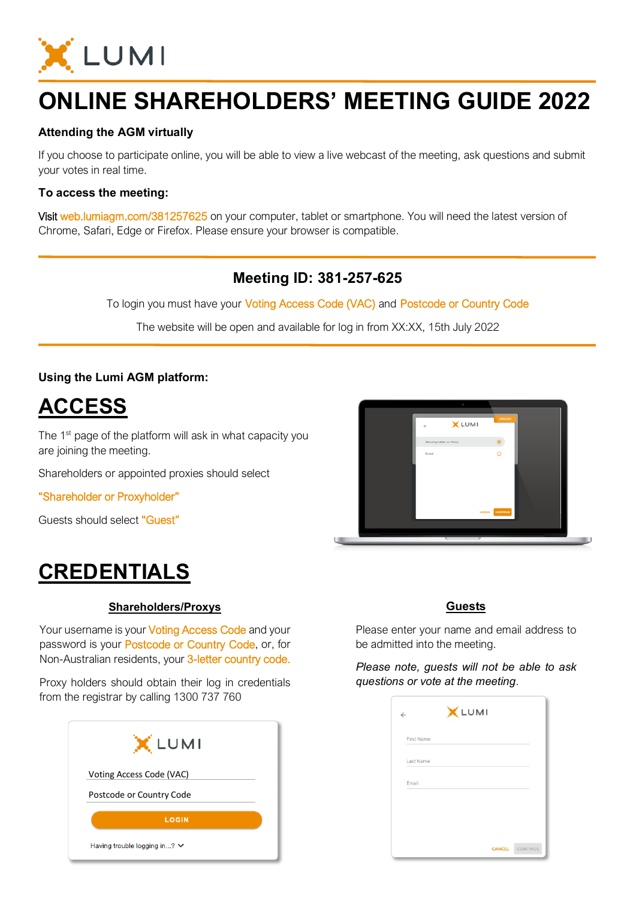# ONLINE SHAREHOLDERS' MEETING GUIDE 2022

**Attending the AGM virtually**

If you choose to participate online, you will be able to view a live webcast of the meeting, ask questions and submit your votes in real time.

**To access the meeting:**

Visit web.lumiagm.com/381257625 on your computer, tablet or smartphone. You will need the latest version of Chrome, Safari, Edge or Firefox. Please ensure your browser is compatible.

## Meeting ID: 381-257-625

To login you must have your Voting Access Code (VAC) and Postcode or Country Code

The website will be open and available for log in from XX:XX, 15th July 2022

**Using the Lumi AGM platform:**

## ACCESS

The 1st page of the platform will ask in what capacity you are joining the meeting.

Shareholders or appointed proxies should select

"Shareholder or Proxyholder"

Guests should select "Guest"

## CREDENTIALS

### Shareholders/Proxys

Your username is your Voting Access Code and your password is your Postcode or Country Code, or, for Non-Australian residents, your 3-letter country code.

Proxy holders should obtain their log in credentials from the registrar by calling 1300 737 760

### Guests

Please enter your name and email address to be admitted into the meeting.

*Please note, guests will not be able to ask questions or vote at the meeting*.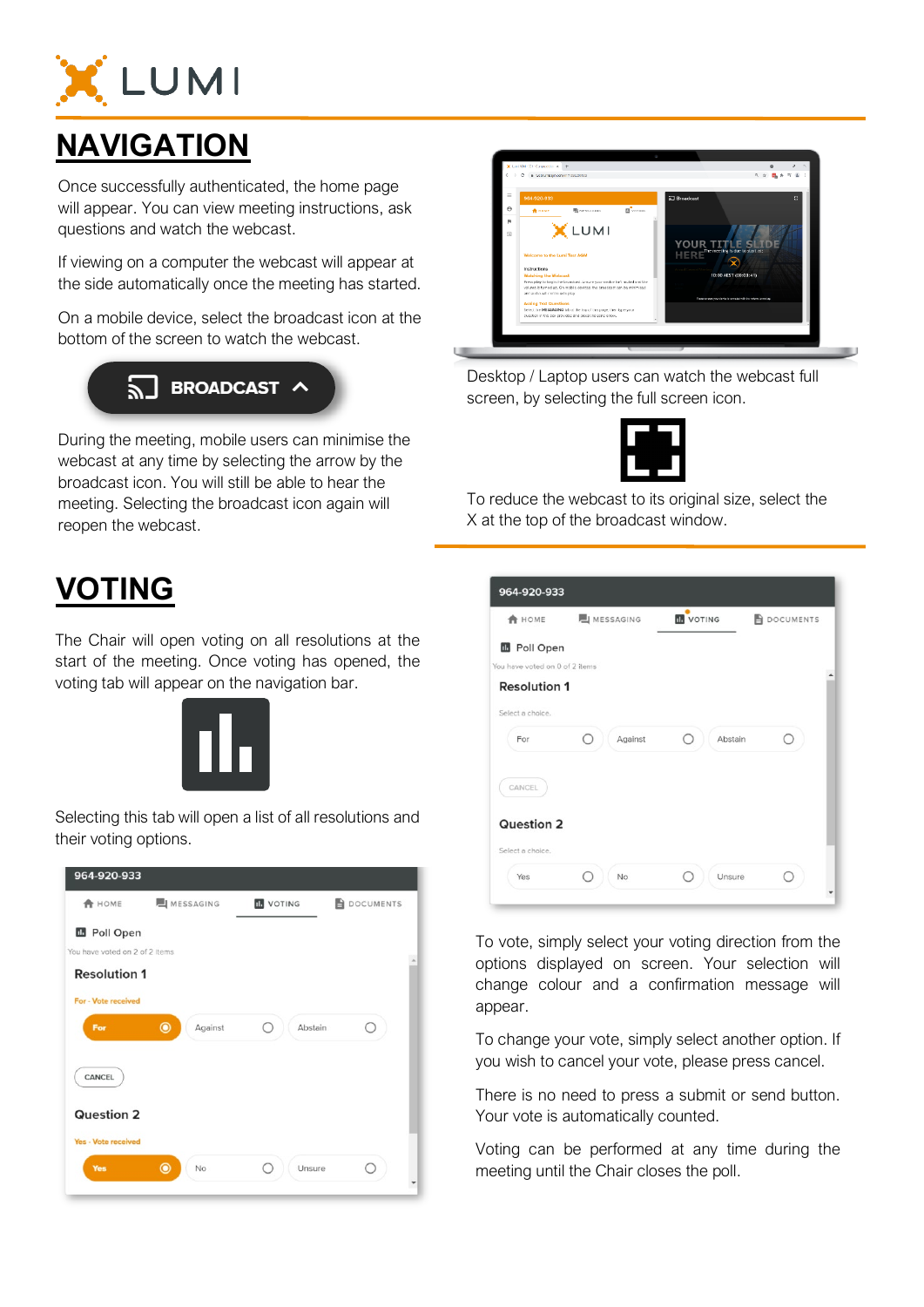# NAVIGATION

Once successfully authenticated, the home page will appear. You can view meeting instructions, ask questions and watch the webcast.

If viewing on a computer the webcast will appear at the side automatically once the meeting has started.

On a mobile device, select the broadcast icon at the bottom of the screen to watch the webcast.

During the meeting, mobile users can minimise the webcast at any time by selecting the arrow by the broadcast icon. You will still be able to hear the meeting. Selecting the broadcast icon again will reopen the webcast.

Desktop / Laptop users can watch the webcast full screen, by selecting the full screen icon.

To reduce the webcast to its original size, select the X at the top of the broadcast window.

# VOTING

The Chair will open voting on all resolutions at the start of the meeting. Once voting has opened, the voting tab will appear on the navigation bar.

Selecting this tab will open a list of all resolutions and their voting options.

To vote, simply select your voting direction from the options displayed on screen. Your selection will change colour and a confirmation message will appear.

To change your vote, simply select another option. If you wish to cancel your vote, please press cancel.

There is no need to press a submit or send button. Your vote is automatically counted.

Voting can be performed at any time during the meeting until the Chair closes the poll.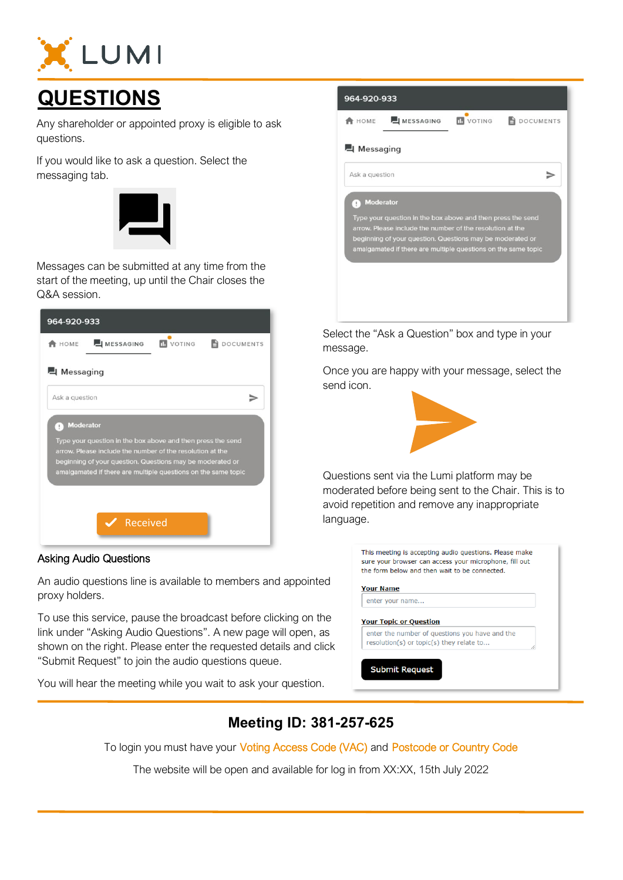# QUESTIONS

Any shareholder or appointed proxy is eligible to ask questions.

If you would like to ask a question. Select the messaging tab.

Messages can be submitted at any time from the start of the meeting, up until the Chair closes the Q&A session.

Select the "Ask a Question" box and type in your message.

Once you are happy with your message, select the send icon.

Questions sent via the Lumi platform may be moderated before being sent to the Chair. This is to avoid repetition and remove any inappropriate language.

## Asking Audio Questions

An audio questions line is available to members and appointed proxy holders.

To use this service, pause the broadcast before clicking on the link under "Asking Audio Questions". A new page will open, as shown on the right. Please enter the requested details and click "Submit Request" to join the audio questions queue.

You will hear the meeting while you wait to ask your question.

## Meeting ID: 381-257-625

To login you must have your Voting Access Code (VAC) and Postcode or Country Code

The website will be open and available for log in from XX:XX, 15th July 2022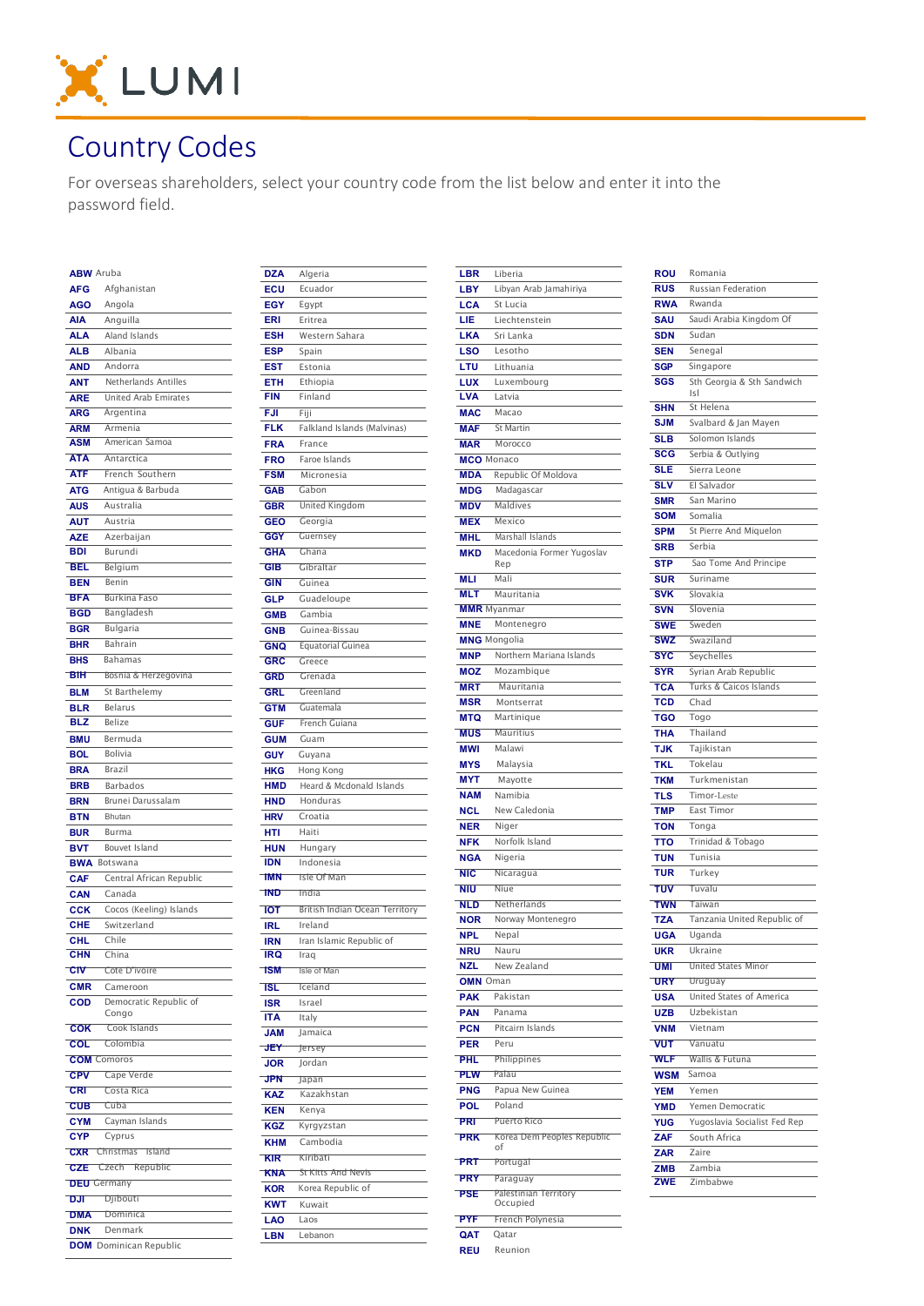LUMI

# Country Codes

For overseas shareholders, select your country code from the list below and enter it into the password field.

| Code | Country |
|---|---|
| ABW | Aruba |
| AFG | Afghanistan |
| AGO | Angola |
| AIA | Anguilla |
| ALA | Aland Islands |
| ALB | Albania |
| AND | Andorra |
| ANT | Netherlands Antilles |
| ARE | United Arab Emirates |
| ARG | Argentina |
| ARM | Armenia |
| ASM | American Samoa |
| ATA | Antarctica |
| ATF | French Southern |
| ATG | Antigua & Barbuda |
| AUS | Australia |
| AUT | Austria |
| AZE | Azerbaijan |
| BDI | Burundi |
| BEL | Belgium |
| BEN | Benin |
| BFA | Burkina Faso |
| BGD | Bangladesh |
| BGR | Bulgaria |
| BHR | Bahrain |
| BHS | Bahamas |
| BIH | Bosnia & Herzegovina |
| BLM | St Barthelemy |
| BLR | Belarus |
| BLZ | Belize |
| BMU | Bermuda |
| BOL | Bolivia |
| BRA | Brazil |
| BRB | Barbados |
| BRN | Brunei Darussalam |
| BTN | Bhutan |
| BUR | Burma |
| BVT | Bouvet Island |
| BWA | Botswana |
| CAF | Central African Republic |
| CAN | Canada |
| CCK | Cocos (Keeling) Islands |
| CHE | Switzerland |
| CHL | Chile |
| CHN | China |
| CIV | Cote D'ivoire |
| CMR | Cameroon |
| COD | Democratic Republic of Congo |
| COK | Cook Islands |
| COL | Colombia |
| COM | Comoros |
| CPV | Cape Verde |
| CRI | Costa Rica |
| CUB | Cuba |
| CYM | Cayman Islands |
| CYP | Cyprus |
| CXR | Christmas Island |
| CZE | Czech Republic |
| DEU | Germany |
| DJI | Djibouti |
| DMA | Dominica |
| DNK | Denmark |
| DOM | Dominican Republic |
| DZA | Algeria |
| ECU | Ecuador |
| EGY | Egypt |
| ERI | Eritrea |
| ESH | Western Sahara |
| ESP | Spain |
| EST | Estonia |
| ETH | Ethiopia |
| FIN | Finland |
| FJI | Fiji |
| FLK | Falkland Islands (Malvinas) |
| FRA | France |
| FRO | Faroe Islands |
| FSM | Micronesia |
| GAB | Gabon |
| GBR | United Kingdom |
| GEO | Georgia |
| GGY | Guernsey |
| GHA | Ghana |
| GIB | Gibraltar |
| GIN | Guinea |
| GLP | Guadeloupe |
| GMB | Gambia |
| GNB | Guinea-Bissau |
| GNQ | Equatorial Guinea |
| GRC | Greece |
| GRD | Grenada |
| GRL | Greenland |
| GTM | Guatemala |
| GUF | French Guiana |
| GUM | Guam |
| GUY | Guyana |
| HKG | Hong Kong |
| HMD | Heard & Mcdonald Islands |
| HND | Honduras |
| HRV | Croatia |
| HTI | Haiti |
| HUN | Hungary |
| IDN | Indonesia |
| IMN | Isle Of Man |
| IND | India |
| IOT | British Indian Ocean Territory |
| IRL | Ireland |
| IRN | Iran Islamic Republic of |
| IRQ | Iraq |
| ISM | Isle of Man |
| ISL | Iceland |
| ISR | Israel |
| ITA | Italy |
| JAM | Jamaica |
| JEY | Jersey |
| JOR | Jordan |
| JPN | Japan |
| KAZ | Kazakhstan |
| KEN | Kenya |
| KGZ | Kyrgyzstan |
| KHM | Cambodia |
| KIR | Kiribati |
| KNA | St Kitts And Nevis |
| KOR | Korea Republic of |
| KWT | Kuwait |
| LAO | Laos |
| LBN | Lebanon |
| LBR | Liberia |
| LBY | Libyan Arab Jamahiriya |
| LCA | St Lucia |
| LIE | Liechtenstein |
| LKA | Sri Lanka |
| LSO | Lesotho |
| LTU | Lithuania |
| LUX | Luxembourg |
| LVA | Latvia |
| MAC | Macao |
| MAF | St Martin |
| MAR | Morocco |
| MCO | Monaco |
| MDA | Republic Of Moldova |
| MDG | Madagascar |
| MDV | Maldives |
| MEX | Mexico |
| MHL | Marshall Islands |
| MKD | Macedonia Former Yugoslav Rep |
| MLI | Mali |
| MLT | Mauritania |
| MMR | Myanmar |
| MNE | Montenegro |
| MNG | Mongolia |
| MNP | Northern Mariana Islands |
| MOZ | Mozambique |
| MRT | Mauritania |
| MSR | Montserrat |
| MTQ | Martinique |
| MUS | Mauritius |
| MWI | Malawi |
| MYS | Malaysia |
| MYT | Mayotte |
| NAM | Namibia |
| NCL | New Caledonia |
| NER | Niger |
| NFK | Norfolk Island |
| NGA | Nigeria |
| NIC | Nicaragua |
| NIU | Niue |
| NLD | Netherlands |
| NOR | Norway Montenegro |
| NPL | Nepal |
| NRU | Nauru |
| NZL | New Zealand |
| OMN | Oman |
| PAK | Pakistan |
| PAN | Panama |
| PCN | Pitcairn Islands |
| PER | Peru |
| PHL | Philippines |
| PLW | Palau |
| PNG | Papua New Guinea |
| POL | Poland |
| PRI | Puerto Rico |
| PRK | Korea Dem Peoples Republic of |
| PRT | Portugal |
| PRY | Paraguay |
| PSE | Palestinian Territory Occupied |
| PYF | French Polynesia |
| QAT | Qatar |
| REU | Reunion |
| ROU | Romania |
| RUS | Russian Federation |
| RWA | Rwanda |
| SAU | Saudi Arabia Kingdom Of |
| SDN | Sudan |
| SEN | Senegal |
| SGP | Singapore |
| SGS | Sth Georgia & Sth Sandwich Isl |
| SHN | St Helena |
| SJM | Svalbard & Jan Mayen |
| SLB | Solomon Islands |
| SCG | Serbia & Outlying |
| SLE | Sierra Leone |
| SLV | El Salvador |
| SMR | San Marino |
| SOM | Somalia |
| SPM | St Pierre And Miquelon |
| SRB | Serbia |
| STP | Sao Tome And Principe |
| SUR | Suriname |
| SVK | Slovakia |
| SVN | Slovenia |
| SWE | Sweden |
| SWZ | Swaziland |
| SYC | Seychelles |
| SYR | Syrian Arab Republic |
| TCA | Turks & Caicos Islands |
| TCD | Chad |
| TGO | Togo |
| THA | Thailand |
| TJK | Tajikistan |
| TKL | Tokelau |
| TKM | Turkmenistan |
| TLS | Timor-Leste |
| TMP | East Timor |
| TON | Tonga |
| TTO | Trinidad & Tobago |
| TUN | Tunisia |
| TUR | Turkey |
| TUV | Tuvalu |
| TWN | Taiwan |
| TZA | Tanzania United Republic of |
| UGA | Uganda |
| UKR | Ukraine |
| UMI | United States Minor |
| URY | Uruguay |
| USA | United States of America |
| UZB | Uzbekistan |
| VNM | Vietnam |
| VUT | Vanuatu |
| WLF | Wallis & Futuna |
| WSM | Samoa |
| YEM | Yemen |
| YMD | Yemen Democratic |
| YUG | Yugoslavia Socialist Fed Rep |
| ZAF | South Africa |
| ZAR | Zaire |
| ZMB | Zambia |
| ZWE | Zimbabwe |